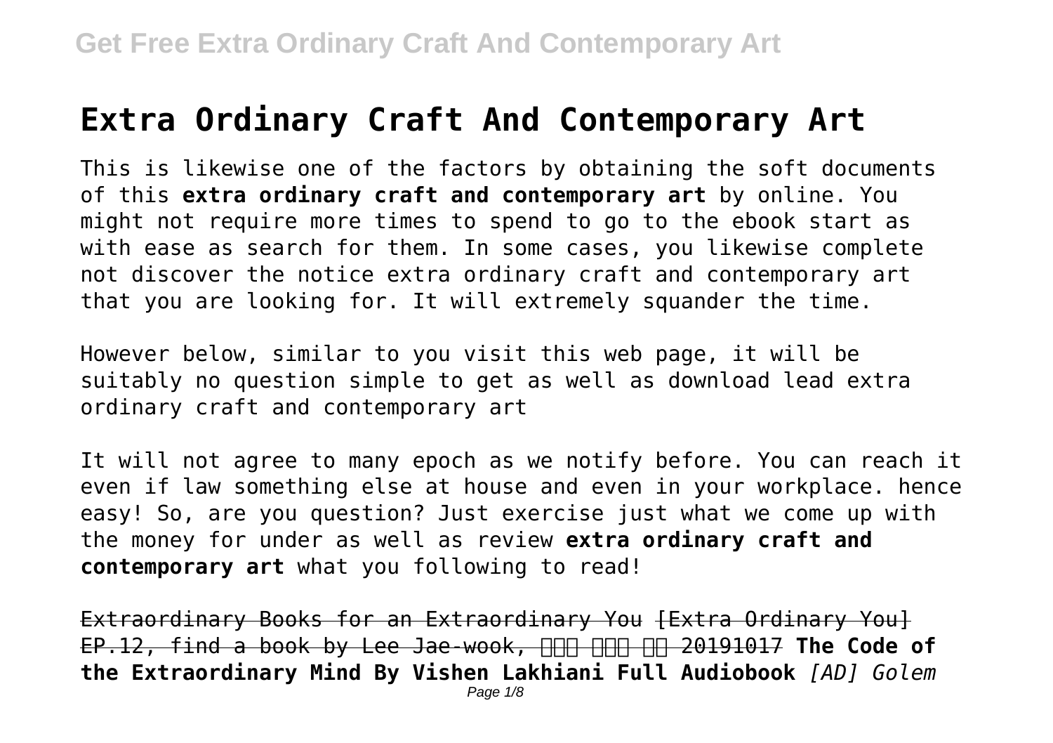# Extra Ordinary Craft And Contemporary Art

This is likewise one of the factors by obtaining the soft documents of this **extra ordinary craft and contemporary art** by online. You might not require more times to spend to go to the ebook start as with ease as search for them. In some cases, you likewise complete not discover the notice extra ordinary craft and contemporary art that you are looking for. It will extremely squander the time.

However below, similar to you visit this web page, it will be suitably no question simple to get as well as download lead extra ordinary craft and contemporary art

It will not agree to many epoch as we notify before. You can reach it even if law something else at house and even in your workplace. hence easy! So, are you question? Just exercise just what we come up with the money for under as well as review **extra ordinary craft and contemporary art** what you following to read!

Extraordinary Books for an Extraordinary You [Extra Ordinary You] EP.12, find a book by Lee Jae-wook, 어쩌다 발견한 하루 20191017 **The Code of the Extraordinary Mind By Vishen Lakhiani Full Audiobook** *[AD] Golem*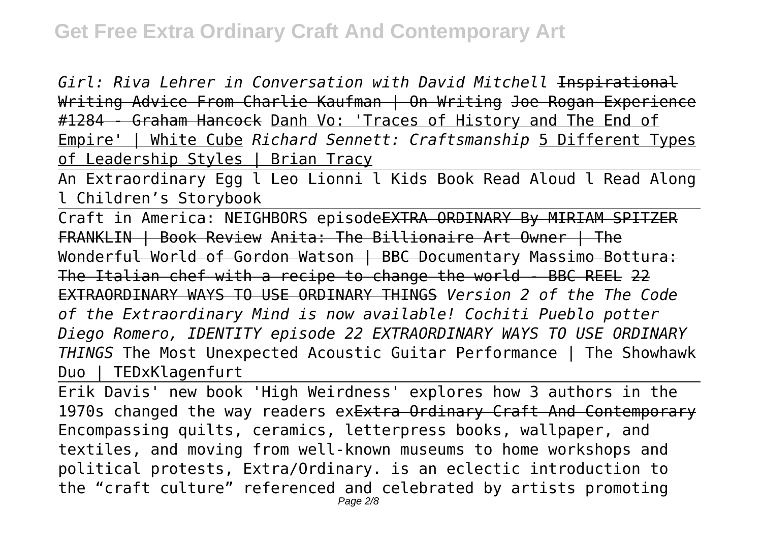*Girl: Riva Lehrer in Conversation with David Mitchell* ~~Inspirational Writing Advice From Charlie Kaufman | On Writing~~ ~~Joe Rogan Experience #1284 - Graham Hancock~~ Danh Vo: 'Traces of History and The End of Empire' | White Cube *Richard Sennett: Craftsmanship* 5 Different Types of Leadership Styles | Brian Tracy

An Extraordinary Egg l Leo Lionni l Kids Book Read Aloud l Read Along l Children's Storybook

Craft in America: NEIGHBORS episode~~EXTRA ORDINARY By MIRIAM SPITZER FRANKLIN | Book Review~~ ~~Anita: The Billionaire Art Owner | The Wonderful World of Gordon Watson | BBC Documentary~~ ~~Massimo Bottura: The Italian chef with a recipe to change the world - BBC REEL~~ ~~22 EXTRAORDINARY WAYS TO USE ORDINARY THINGS~~ *Version 2 of the The Code of the Extraordinary Mind is now available! Cochiti Pueblo potter Diego Romero, IDENTITY episode 22 EXTRAORDINARY WAYS TO USE ORDINARY THINGS* The Most Unexpected Acoustic Guitar Performance | The Showhawk Duo | TEDxKlagenfurt

Erik Davis' new book 'High Weirdness' explores how 3 authors in the 1970s changed the way readers ex~~Extra Ordinary Craft And Contemporary~~ Encompassing quilts, ceramics, letterpress books, wallpaper, and textiles, and moving from well-known museums to home workshops and political protests, Extra/Ordinary. is an eclectic introduction to the "craft culture" referenced and celebrated by artists promoting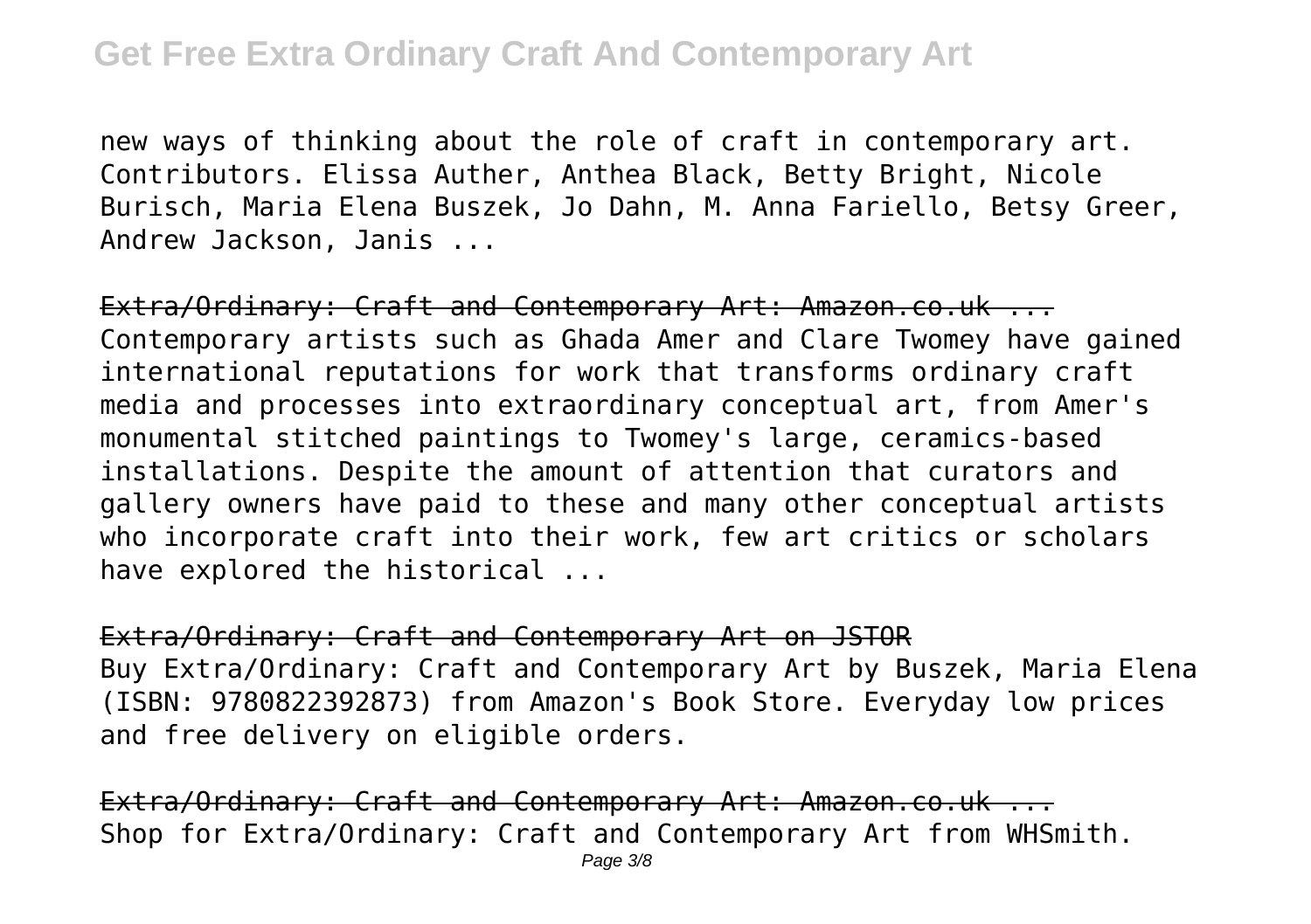new ways of thinking about the role of craft in contemporary art. Contributors. Elissa Auther, Anthea Black, Betty Bright, Nicole Burisch, Maria Elena Buszek, Jo Dahn, M. Anna Fariello, Betsy Greer, Andrew Jackson, Janis ...

Extra/Ordinary: Craft and Contemporary Art: Amazon.co.uk ...
Contemporary artists such as Ghada Amer and Clare Twomey have gained international reputations for work that transforms ordinary craft media and processes into extraordinary conceptual art, from Amer's monumental stitched paintings to Twomey's large, ceramics-based installations. Despite the amount of attention that curators and gallery owners have paid to these and many other conceptual artists who incorporate craft into their work, few art critics or scholars have explored the historical ...

Extra/Ordinary: Craft and Contemporary Art on JSTOR
Buy Extra/Ordinary: Craft and Contemporary Art by Buszek, Maria Elena (ISBN: 9780822392873) from Amazon's Book Store. Everyday low prices and free delivery on eligible orders.

Extra/Ordinary: Craft and Contemporary Art: Amazon.co.uk ...
Shop for Extra/Ordinary: Craft and Contemporary Art from WHSmith.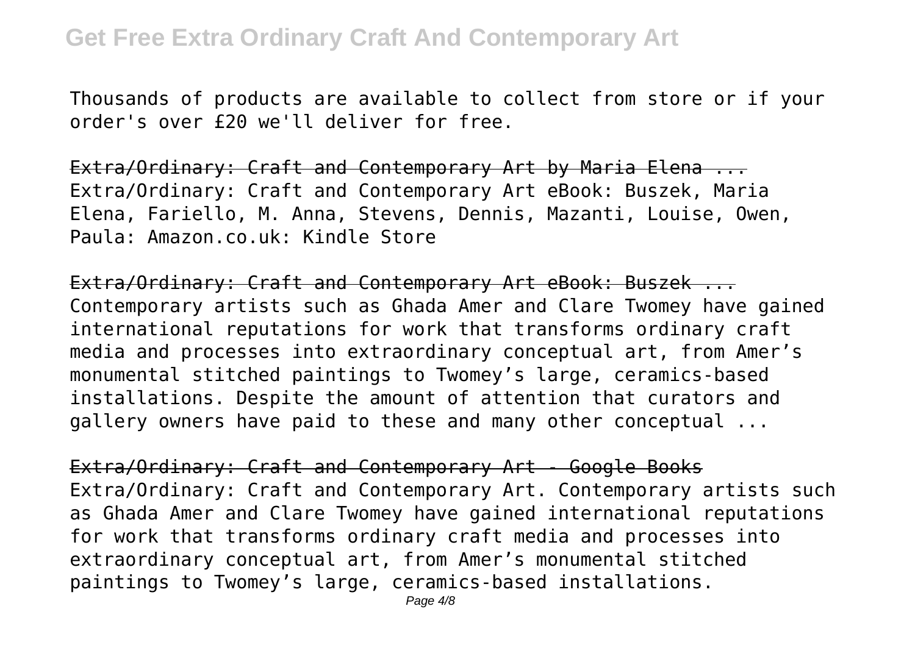Thousands of products are available to collect from store or if your order's over £20 we'll deliver for free.

~~Extra/Ordinary: Craft and Contemporary Art by Maria Elena ...~~
Extra/Ordinary: Craft and Contemporary Art eBook: Buszek, Maria Elena, Fariello, M. Anna, Stevens, Dennis, Mazanti, Louise, Owen, Paula: Amazon.co.uk: Kindle Store

~~Extra/Ordinary: Craft and Contemporary Art eBook: Buszek ...~~
Contemporary artists such as Ghada Amer and Clare Twomey have gained international reputations for work that transforms ordinary craft media and processes into extraordinary conceptual art, from Amer's monumental stitched paintings to Twomey's large, ceramics-based installations. Despite the amount of attention that curators and gallery owners have paid to these and many other conceptual ...

~~Extra/Ordinary: Craft and Contemporary Art - Google Books~~
Extra/Ordinary: Craft and Contemporary Art. Contemporary artists such as Ghada Amer and Clare Twomey have gained international reputations for work that transforms ordinary craft media and processes into extraordinary conceptual art, from Amer's monumental stitched paintings to Twomey's large, ceramics-based installations.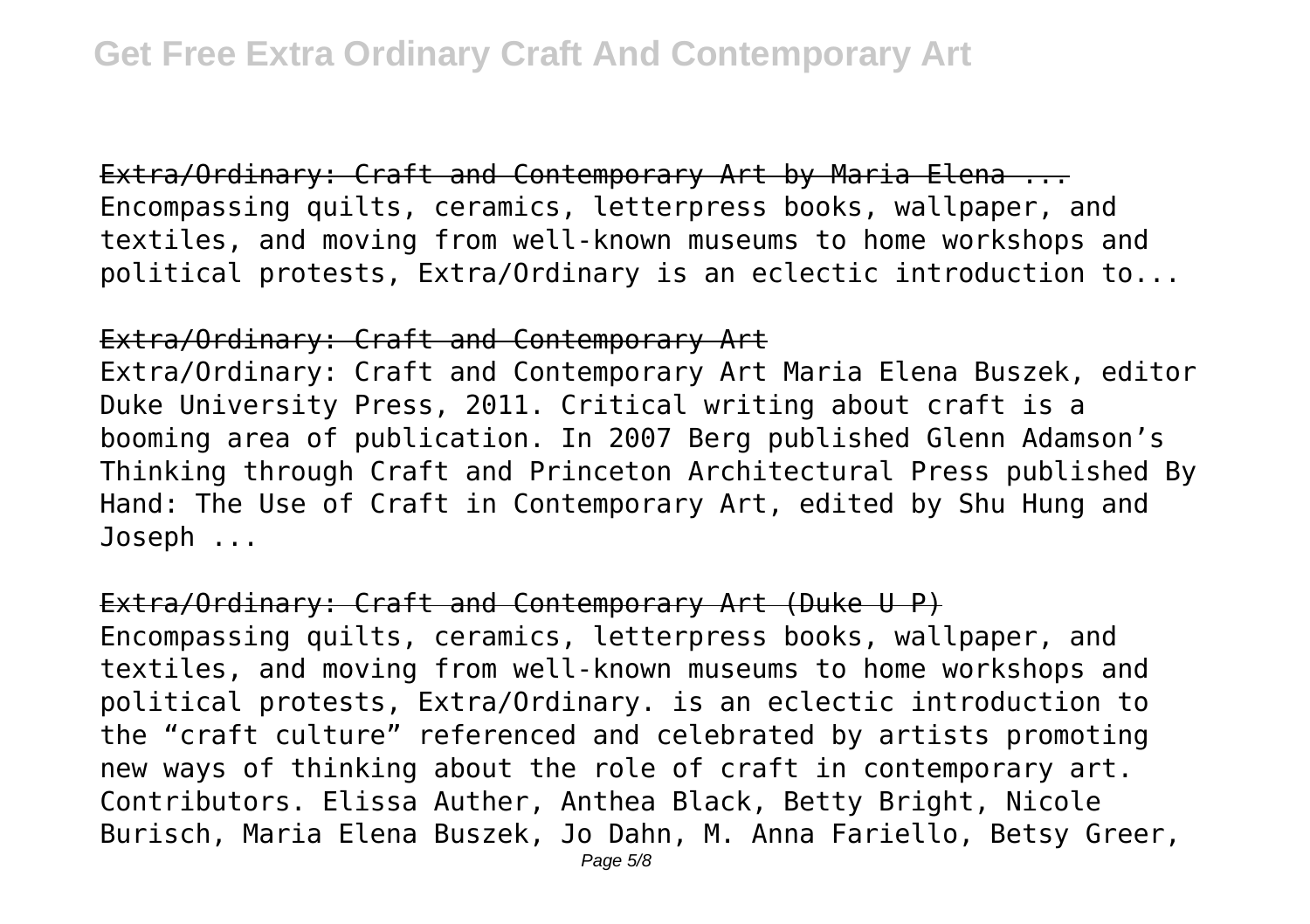Extra/Ordinary: Craft and Contemporary Art by Maria Elena ...
Encompassing quilts, ceramics, letterpress books, wallpaper, and textiles, and moving from well-known museums to home workshops and political protests, Extra/Ordinary is an eclectic introduction to...

Extra/Ordinary: Craft and Contemporary Art
Extra/Ordinary: Craft and Contemporary Art Maria Elena Buszek, editor Duke University Press, 2011. Critical writing about craft is a booming area of publication. In 2007 Berg published Glenn Adamson's Thinking through Craft and Princeton Architectural Press published By Hand: The Use of Craft in Contemporary Art, edited by Shu Hung and Joseph ...

Extra/Ordinary: Craft and Contemporary Art (Duke U P)
Encompassing quilts, ceramics, letterpress books, wallpaper, and textiles, and moving from well-known museums to home workshops and political protests, Extra/Ordinary. is an eclectic introduction to the "craft culture" referenced and celebrated by artists promoting new ways of thinking about the role of craft in contemporary art. Contributors. Elissa Auther, Anthea Black, Betty Bright, Nicole Burisch, Maria Elena Buszek, Jo Dahn, M. Anna Fariello, Betsy Greer,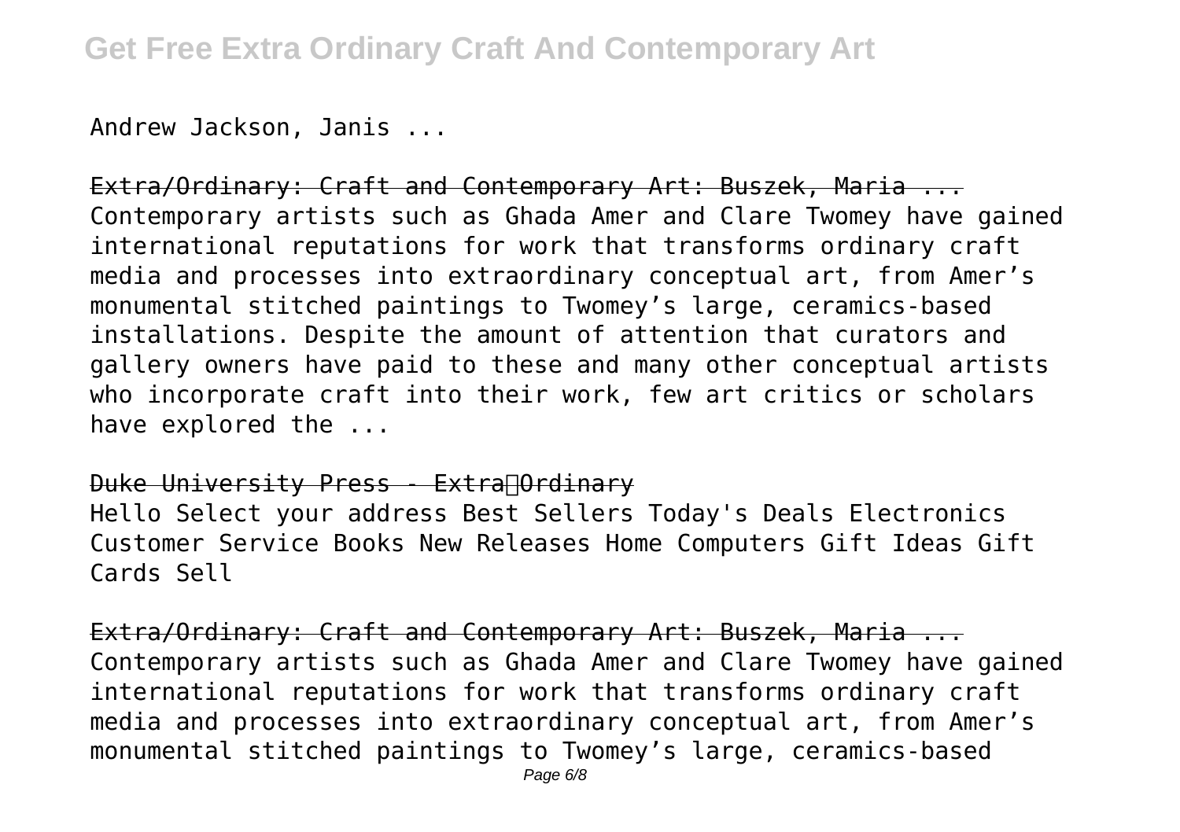Andrew Jackson, Janis ...

~~Extra/Ordinary: Craft and Contemporary Art: Buszek, Maria ...~~
Contemporary artists such as Ghada Amer and Clare Twomey have gained international reputations for work that transforms ordinary craft media and processes into extraordinary conceptual art, from Amer's monumental stitched paintings to Twomey's large, ceramics-based installations. Despite the amount of attention that curators and gallery owners have paid to these and many other conceptual artists who incorporate craft into their work, few art critics or scholars have explored the ...

~~Duke University Press - Extra⁄Ordinary~~
Hello Select your address Best Sellers Today's Deals Electronics Customer Service Books New Releases Home Computers Gift Ideas Gift Cards Sell

~~Extra/Ordinary: Craft and Contemporary Art: Buszek, Maria ...~~
Contemporary artists such as Ghada Amer and Clare Twomey have gained international reputations for work that transforms ordinary craft media and processes into extraordinary conceptual art, from Amer's monumental stitched paintings to Twomey's large, ceramics-based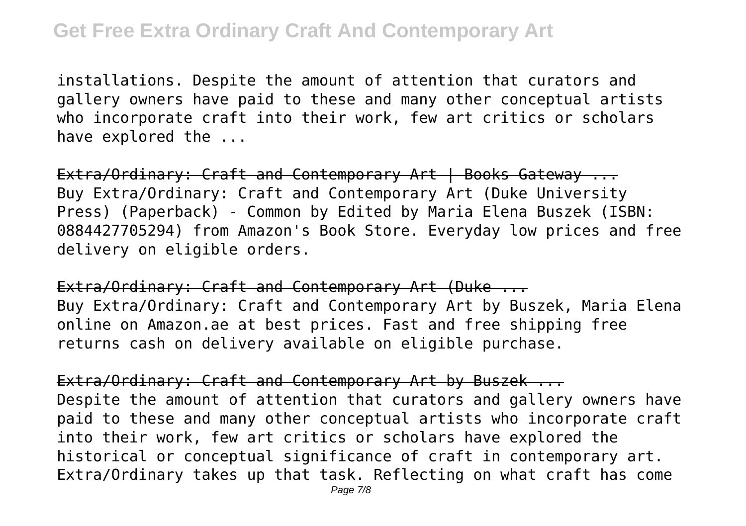installations. Despite the amount of attention that curators and gallery owners have paid to these and many other conceptual artists who incorporate craft into their work, few art critics or scholars have explored the ...

Extra/Ordinary: Craft and Contemporary Art | Books Gateway ...
Buy Extra/Ordinary: Craft and Contemporary Art (Duke University Press) (Paperback) - Common by Edited by Maria Elena Buszek (ISBN: 0884427705294) from Amazon's Book Store. Everyday low prices and free delivery on eligible orders.

Extra/Ordinary: Craft and Contemporary Art (Duke ...
Buy Extra/Ordinary: Craft and Contemporary Art by Buszek, Maria Elena online on Amazon.ae at best prices. Fast and free shipping free returns cash on delivery available on eligible purchase.

Extra/Ordinary: Craft and Contemporary Art by Buszek ...
Despite the amount of attention that curators and gallery owners have paid to these and many other conceptual artists who incorporate craft into their work, few art critics or scholars have explored the historical or conceptual significance of craft in contemporary art. Extra/Ordinary takes up that task. Reflecting on what craft has come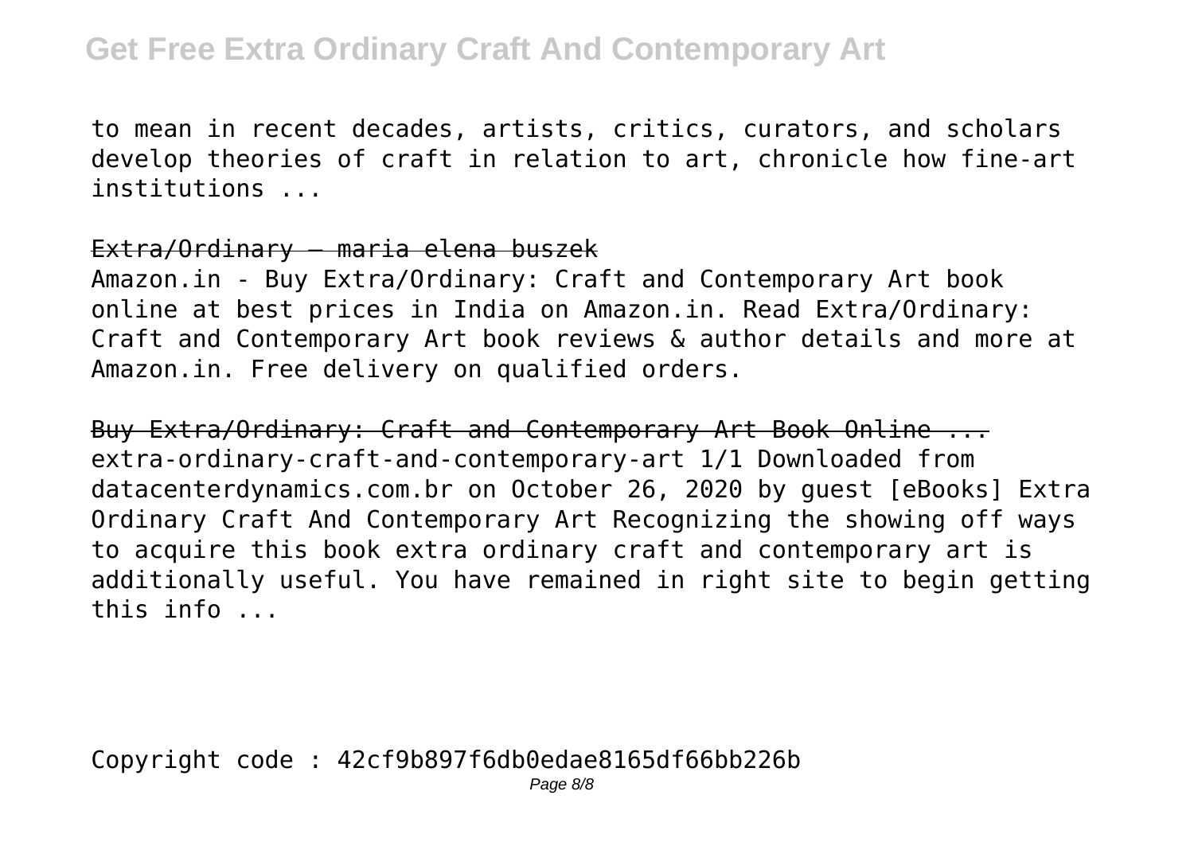to mean in recent decades, artists, critics, curators, and scholars develop theories of craft in relation to art, chronicle how fine-art institutions ...

Extra/Ordinary — maria elena buszek

Amazon.in - Buy Extra/Ordinary: Craft and Contemporary Art book online at best prices in India on Amazon.in. Read Extra/Ordinary: Craft and Contemporary Art book reviews & author details and more at Amazon.in. Free delivery on qualified orders.

Buy Extra/Ordinary: Craft and Contemporary Art Book Online ...

extra-ordinary-craft-and-contemporary-art 1/1 Downloaded from datacenterdynamics.com.br on October 26, 2020 by guest [eBooks] Extra Ordinary Craft And Contemporary Art Recognizing the showing off ways to acquire this book extra ordinary craft and contemporary art is additionally useful. You have remained in right site to begin getting this info ...

Copyright code : 42cf9b897f6db0edae8165df66bb226b